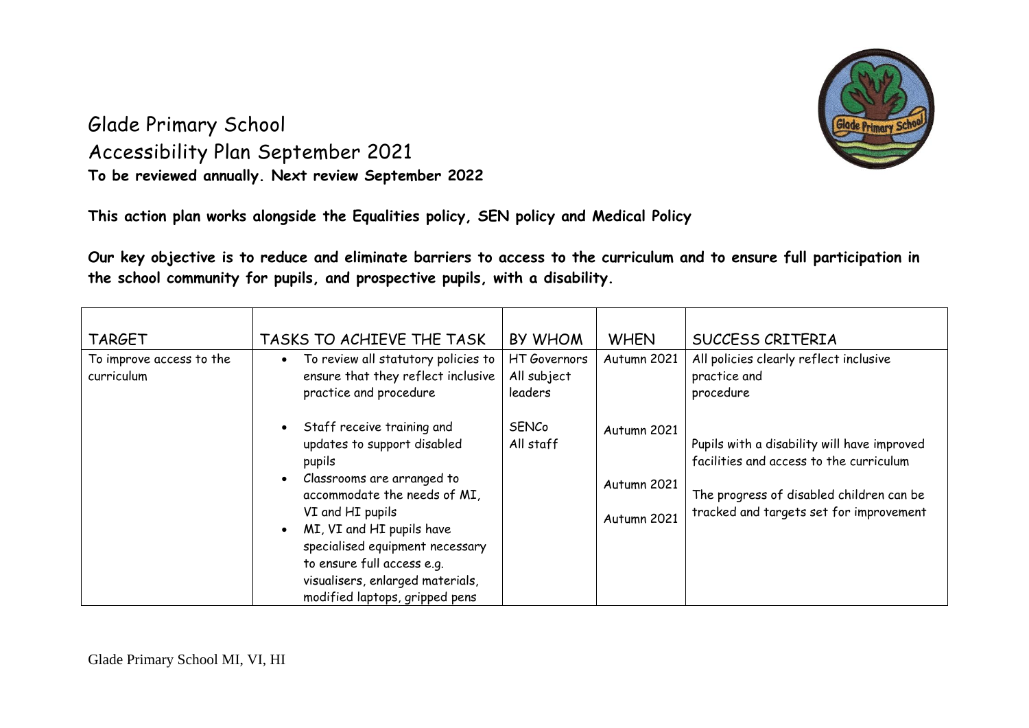# Glade Primary School

## Accessibility Plan September 2021

**To be reviewed annually. Next review September 2022**

**This action plan works alongside the Equalities policy, SEN policy and Medical Policy**

**Our key objective is to reduce and eliminate barriers to access to the curriculum and to ensure full participation in the school community for pupils, and prospective pupils, with a disability.**

| TARGET | TASKS TO ACHIEVE THE TASK | BY WHOM | WHEN | SUCCESS CRITERIA |
|---|---|---|---|---|
| To improve access to the curriculum | • To review all statutory policies to ensure that they reflect inclusive practice and procedure | HT Governors<br>All subject leaders | Autumn 2021 | All policies clearly reflect inclusive practice and procedure |
| | • Staff receive training and updates to support disabled pupils | SENCo<br>All staff | Autumn 2021 | Pupils with a disability will have improved facilities and access to the curriculum |
| | • Classrooms are arranged to accommodate the needs of MI, VI and HI pupils | | Autumn 2021 | The progress of disabled children can be tracked and targets set for improvement |
| | • MI, VI and HI pupils have specialised equipment necessary to ensure full access e.g. visualisers, enlarged materials, modified laptops, gripped pens | | Autumn 2021 | |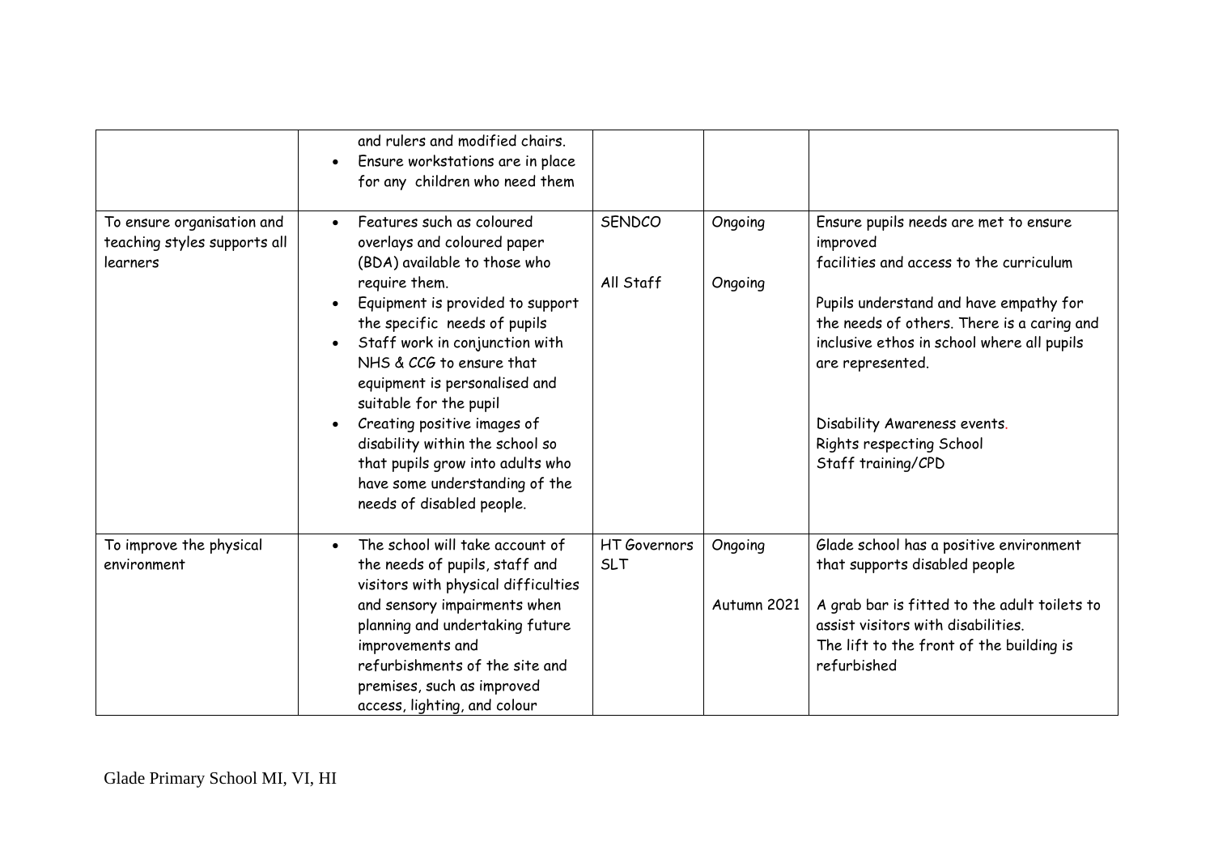| | | | | |
|---|---|---|---|---|
| | and rulers and modified chairs.<br>• Ensure workstations are in place for any children who need them | | | |
| To ensure organisation and teaching styles supports all learners | • Features such as coloured overlays and coloured paper (BDA) available to those who require them.<br>• Equipment is provided to support the specific needs of pupils<br>• Staff work in conjunction with NHS & CCG to ensure that equipment is personalised and suitable for the pupil<br>• Creating positive images of disability within the school so that pupils grow into adults who have some understanding of the needs of disabled people. | SENDCO<br><br>All Staff | Ongoing<br><br>Ongoing | Ensure pupils needs are met to ensure improved facilities and access to the curriculum<br><br>Pupils understand and have empathy for the needs of others. There is a caring and inclusive ethos in school where all pupils are represented.<br><br>Disability Awareness events.<br>Rights respecting School<br>Staff training/CPD |
| To improve the physical environment | • The school will take account of the needs of pupils, staff and visitors with physical difficulties and sensory impairments when planning and undertaking future improvements and refurbishments of the site and premises, such as improved access, lighting, and colour | HT Governors SLT | Ongoing<br><br>Autumn 2021 | Glade school has a positive environment that supports disabled people<br><br>A grab bar is fitted to the adult toilets to assist visitors with disabilities.<br>The lift to the front of the building is refurbished |

Glade Primary School MI, VI, HI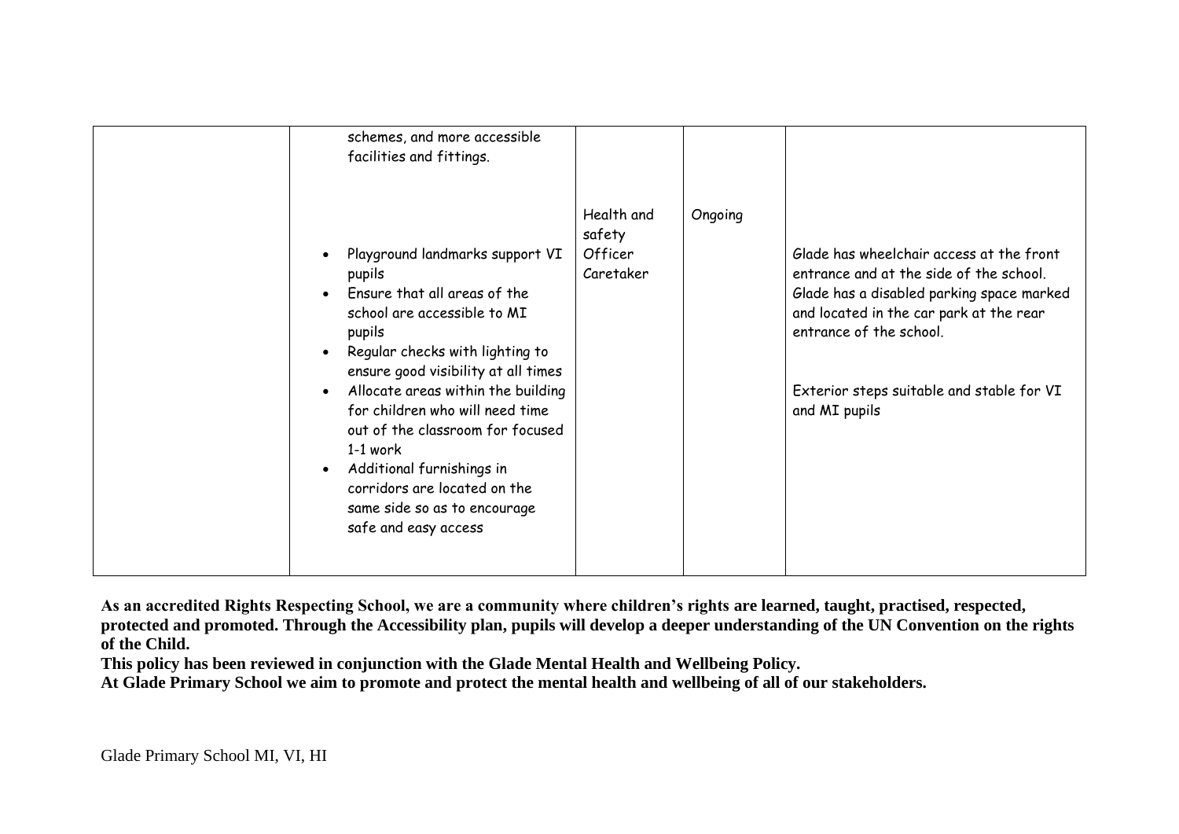| | | | | |
|---|---|---|---|---|
| | schemes, and more accessible facilities and fittings.<br><br>• Playground landmarks support VI pupils<br>• Ensure that all areas of the school are accessible to MI pupils<br>• Regular checks with lighting to ensure good visibility at all times<br>• Allocate areas within the building for children who will need time out of the classroom for focused 1-1 work<br>• Additional furnishings in corridors are located on the same side so as to encourage safe and easy access | Health and safety Officer Caretaker | Ongoing | Glade has wheelchair access at the front entrance and at the side of the school. Glade has a disabled parking space marked and located in the car park at the rear entrance of the school.<br><br>Exterior steps suitable and stable for VI and MI pupils |

**As an accredited Rights Respecting School, we are a community where children's rights are learned, taught, practised, respected, protected and promoted. Through the Accessibility plan, pupils will develop a deeper understanding of the UN Convention on the rights of the Child.**

**This policy has been reviewed in conjunction with the Glade Mental Health and Wellbeing Policy.**

**At Glade Primary School we aim to promote and protect the mental health and wellbeing of all of our stakeholders.**